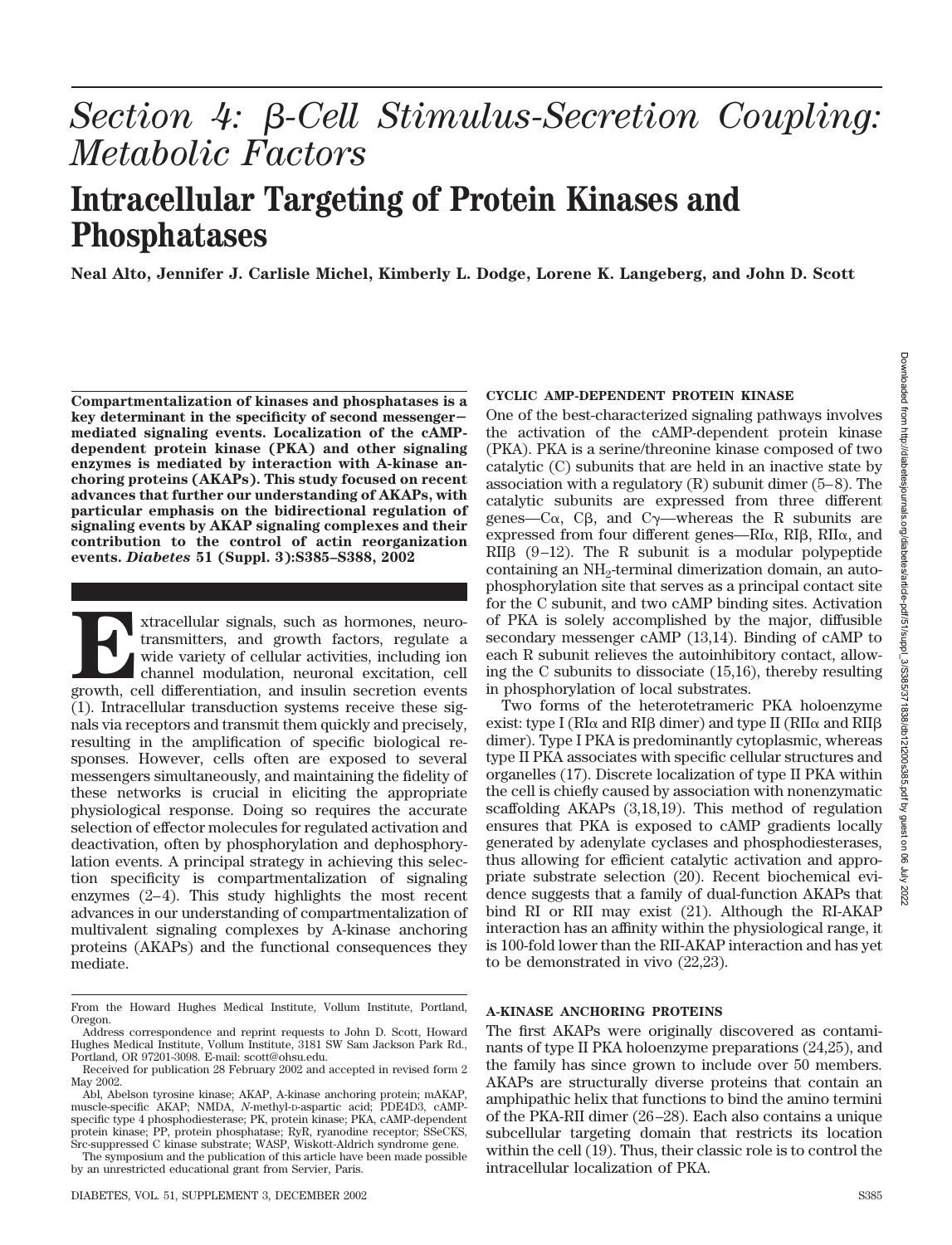# *Section 4: β-Cell Stimulus-Secretion Coupling: Metabolic Factors*

# Intracellular Targeting of Protein Kinases and Phosphatases

**Neal Alto, Jennifer J. Carlisle Michel, Kimberly L. Dodge, Lorene K. Langeberg, and John D. Scott**

**Compartmentalization of kinases and phosphatases is a key determinant in the specificity of second messenger–mediated signaling events. Localization of the cAMP-dependent protein kinase (PKA) and other signaling enzymes is mediated by interaction with A-kinase anchoring proteins (AKAPs). This study focused on recent advances that further our understanding of AKAPs, with particular emphasis on the bidirectional regulation of signaling events by AKAP signaling complexes and their contribution to the control of actin reorganization events. *Diabetes* 51 (Suppl. 3):S385–S388, 2002**

Extracellular signals, such as hormones, neurotransmitters, and growth factors, regulate a wide variety of cellular activities, including ion channel modulation, neuronal excitation, cell growth, cell differentiation, and insulin secretion events (1). Intracellular transduction systems receive these signals via receptors and transmit them quickly and precisely, resulting in the amplification of specific biological responses. However, cells often are exposed to several messengers simultaneously, and maintaining the fidelity of these networks is crucial in eliciting the appropriate physiological response. Doing so requires the accurate selection of effector molecules for regulated activation and deactivation, often by phosphorylation and dephosphorylation events. A principal strategy in achieving this selection specificity is compartmentalization of signaling enzymes (2–4). This study highlights the most recent advances in our understanding of compartmentalization of multivalent signaling complexes by A-kinase anchoring proteins (AKAPs) and the functional consequences they mediate.

From the Howard Hughes Medical Institute, Vollum Institute, Portland, Oregon.

Address correspondence and reprint requests to John D. Scott, Howard Hughes Medical Institute, Vollum Institute, 3181 SW Sam Jackson Park Rd., Portland, OR 97201-3098. E-mail: scott@ohsu.edu.

Received for publication 28 February 2002 and accepted in revised form 2 May 2002.

Abl, Abelson tyrosine kinase; AKAP, A-kinase anchoring protein; mAKAP, muscle-specific AKAP; NMDA, *N*-methyl-D-aspartic acid; PDE4D3, cAMP-specific type 4 phosphodiesterase; PK, protein kinase; PKA, cAMP-dependent protein kinase; PP, protein phosphatase; RyR, ryanodine receptor; SSeCKS, Src-suppressed C kinase substrate; WASP, Wiskott-Aldrich syndrome gene.

The symposium and the publication of this article have been made possible by an unrestricted educational grant from Servier, Paris.

## CYCLIC AMP-DEPENDENT PROTEIN KINASE

One of the best-characterized signaling pathways involves the activation of the cAMP-dependent protein kinase (PKA). PKA is a serine/threonine kinase composed of two catalytic (C) subunits that are held in an inactive state by association with a regulatory (R) subunit dimer (5–8). The catalytic subunits are expressed from three different genes—Cα, Cβ, and Cγ—whereas the R subunits are expressed from four different genes—RIα, RIβ, RIIα, and RIIβ (9–12). The R subunit is a modular polypeptide containing an $NH_2$-terminal dimerization domain, an autophosphorylation site that serves as a principal contact site for the C subunit, and two cAMP binding sites. Activation of PKA is solely accomplished by the major, diffusible secondary messenger cAMP (13,14). Binding of cAMP to each R subunit relieves the autoinhibitory contact, allowing the C subunits to dissociate (15,16), thereby resulting in phosphorylation of local substrates.

Two forms of the heterotetrameric PKA holoenzyme exist: type I (RIα and RIβ dimer) and type II (RIIα and RIIβ dimer). Type I PKA is predominantly cytoplasmic, whereas type II PKA associates with specific cellular structures and organelles (17). Discrete localization of type II PKA within the cell is chiefly caused by association with nonenzymatic scaffolding AKAPs (3,18,19). This method of regulation ensures that PKA is exposed to cAMP gradients locally generated by adenylate cyclases and phosphodiesterases, thus allowing for efficient catalytic activation and appropriate substrate selection (20). Recent biochemical evidence suggests that a family of dual-function AKAPs that bind RI or RII may exist (21). Although the RI-AKAP interaction has an affinity within the physiological range, it is 100-fold lower than the RII-AKAP interaction and has yet to be demonstrated in vivo (22,23).

## A-KINASE ANCHORING PROTEINS

The first AKAPs were originally discovered as contaminants of type II PKA holoenzyme preparations (24,25), and the family has since grown to include over 50 members. AKAPs are structurally diverse proteins that contain an amphipathic helix that functions to bind the amino termini of the PKA-RII dimer (26–28). Each also contains a unique subcellular targeting domain that restricts its location within the cell (19). Thus, their classic role is to control the intracellular localization of PKA.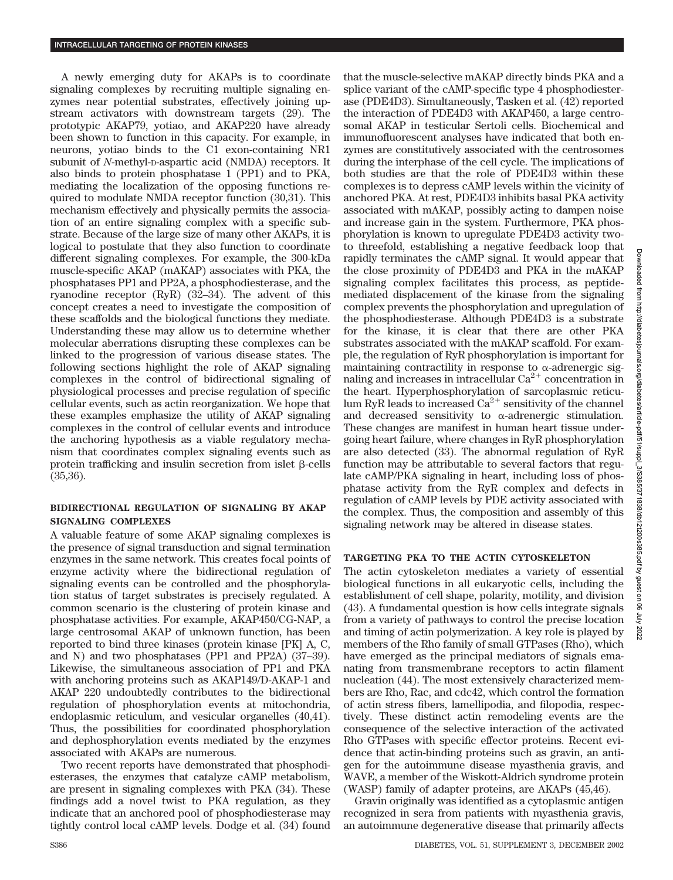A newly emerging duty for AKAPs is to coordinate signaling complexes by recruiting multiple signaling enzymes near potential substrates, effectively joining upstream activators with downstream targets (29). The prototypic AKAP79, yotiao, and AKAP220 have already been shown to function in this capacity. For example, in neurons, yotiao binds to the C1 exon-containing NR1 subunit of *N*-methyl-D-aspartic acid (NMDA) receptors. It also binds to protein phosphatase 1 (PP1) and to PKA, mediating the localization of the opposing functions required to modulate NMDA receptor function (30,31). This mechanism effectively and physically permits the association of an entire signaling complex with a specific substrate. Because of the large size of many other AKAPs, it is logical to postulate that they also function to coordinate different signaling complexes. For example, the 300-kDa muscle-specific AKAP (mAKAP) associates with PKA, the phosphatases PP1 and PP2A, a phosphodiesterase, and the ryanodine receptor (RyR) (32–34). The advent of this concept creates a need to investigate the composition of these scaffolds and the biological functions they mediate. Understanding these may allow us to determine whether molecular aberrations disrupting these complexes can be linked to the progression of various disease states. The following sections highlight the role of AKAP signaling complexes in the control of bidirectional signaling of physiological processes and precise regulation of specific cellular events, such as actin reorganization. We hope that these examples emphasize the utility of AKAP signaling complexes in the control of cellular events and introduce the anchoring hypothesis as a viable regulatory mechanism that coordinates complex signaling events such as protein trafficking and insulin secretion from islet β-cells (35,36).

## BIDIRECTIONAL REGULATION OF SIGNALING BY AKAP SIGNALING COMPLEXES

A valuable feature of some AKAP signaling complexes is the presence of signal transduction and signal termination enzymes in the same network. This creates focal points of enzyme activity where the bidirectional regulation of signaling events can be controlled and the phosphorylation status of target substrates is precisely regulated. A common scenario is the clustering of protein kinase and phosphatase activities. For example, AKAP450/CG-NAP, a large centrosomal AKAP of unknown function, has been reported to bind three kinases (protein kinase [PK] A, C, and N) and two phosphatases (PP1 and PP2A) (37–39). Likewise, the simultaneous association of PP1 and PKA with anchoring proteins such as AKAP149/D-AKAP-1 and AKAP 220 undoubtedly contributes to the bidirectional regulation of phosphorylation events at mitochondria, endoplasmic reticulum, and vesicular organelles (40,41). Thus, the possibilities for coordinated phosphorylation and dephosphorylation events mediated by the enzymes associated with AKAPs are numerous.

Two recent reports have demonstrated that phosphodiesterases, the enzymes that catalyze cAMP metabolism, are present in signaling complexes with PKA (34). These findings add a novel twist to PKA regulation, as they indicate that an anchored pool of phosphodiesterase may tightly control local cAMP levels. Dodge et al. (34) found that the muscle-selective mAKAP directly binds PKA and a splice variant of the cAMP-specific type 4 phosphodiesterase (PDE4D3). Simultaneously, Tasken et al. (42) reported the interaction of PDE4D3 with AKAP450, a large centrosomal AKAP in testicular Sertoli cells. Biochemical and immunofluorescent analyses have indicated that both enzymes are constitutively associated with the centrosomes during the interphase of the cell cycle. The implications of both studies are that the role of PDE4D3 within these complexes is to depress cAMP levels within the vicinity of anchored PKA. At rest, PDE4D3 inhibits basal PKA activity associated with mAKAP, possibly acting to dampen noise and increase gain in the system. Furthermore, PKA phosphorylation is known to upregulate PDE4D3 activity two- to threefold, establishing a negative feedback loop that rapidly terminates the cAMP signal. It would appear that the close proximity of PDE4D3 and PKA in the mAKAP signaling complex facilitates this process, as peptide-mediated displacement of the kinase from the signaling complex prevents the phosphorylation and upregulation of the phosphodiesterase. Although PDE4D3 is a substrate for the kinase, it is clear that there are other PKA substrates associated with the mAKAP scaffold. For example, the regulation of RyR phosphorylation is important for maintaining contractility in response to α-adrenergic signaling and increases in intracellular $Ca^{2+}$ concentration in the heart. Hyperphosphorylation of sarcoplasmic reticulum RyR leads to increased $Ca^{2+}$ sensitivity of the channel and decreased sensitivity to α-adrenergic stimulation. These changes are manifest in human heart tissue undergoing heart failure, where changes in RyR phosphorylation are also detected (33). The abnormal regulation of RyR function may be attributable to several factors that regulate cAMP/PKA signaling in heart, including loss of phosphatase activity from the RyR complex and defects in regulation of cAMP levels by PDE activity associated with the complex. Thus, the composition and assembly of this signaling network may be altered in disease states.

## TARGETING PKA TO THE ACTIN CYTOSKELETON

The actin cytoskeleton mediates a variety of essential biological functions in all eukaryotic cells, including the establishment of cell shape, polarity, motility, and division (43). A fundamental question is how cells integrate signals from a variety of pathways to control the precise location and timing of actin polymerization. A key role is played by members of the Rho family of small GTPases (Rho), which have emerged as the principal mediators of signals emanating from transmembrane receptors to actin filament nucleation (44). The most extensively characterized members are Rho, Rac, and cdc42, which control the formation of actin stress fibers, lamellipodia, and filopodia, respectively. These distinct actin remodeling events are the consequence of the selective interaction of the activated Rho GTPases with specific effector proteins. Recent evidence that actin-binding proteins such as gravin, an antigen for the autoimmune disease myasthenia gravis, and WAVE, a member of the Wiskott-Aldrich syndrome protein (WASP) family of adapter proteins, are AKAPs (45,46).

Gravin originally was identified as a cytoplasmic antigen recognized in sera from patients with myasthenia gravis, an autoimmune degenerative disease that primarily affects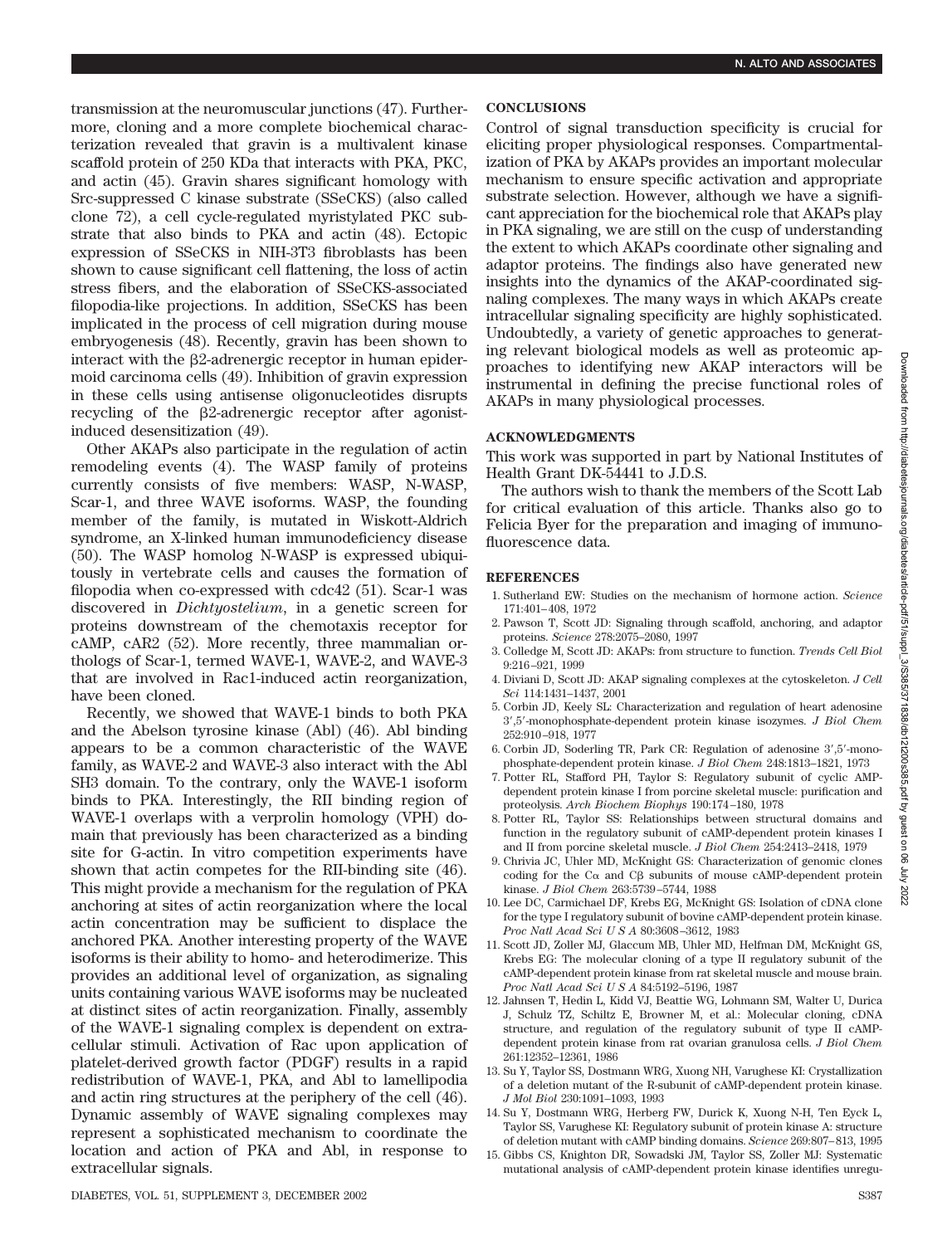transmission at the neuromuscular junctions (47). Furthermore, cloning and a more complete biochemical characterization revealed that gravin is a multivalent kinase scaffold protein of 250 KDa that interacts with PKA, PKC, and actin (45). Gravin shares significant homology with Src-suppressed C kinase substrate (SSeCKS) (also called clone 72), a cell cycle-regulated myristylated PKC substrate that also binds to PKA and actin (48). Ectopic expression of SSeCKS in NIH-3T3 fibroblasts has been shown to cause significant cell flattening, the loss of actin stress fibers, and the elaboration of SSeCKS-associated filopodia-like projections. In addition, SSeCKS has been implicated in the process of cell migration during mouse embryogenesis (48). Recently, gravin has been shown to interact with the β2-adrenergic receptor in human epidermoid carcinoma cells (49). Inhibition of gravin expression in these cells using antisense oligonucleotides disrupts recycling of the β2-adrenergic receptor after agonist-induced desensitization (49).

Other AKAPs also participate in the regulation of actin remodeling events (4). The WASP family of proteins currently consists of five members: WASP, N-WASP, Scar-1, and three WAVE isoforms. WASP, the founding member of the family, is mutated in Wiskott-Aldrich syndrome, an X-linked human immunodeficiency disease (50). The WASP homolog N-WASP is expressed ubiquitously in vertebrate cells and causes the formation of filopodia when co-expressed with cdc42 (51). Scar-1 was discovered in *Dichtyostelium*, in a genetic screen for proteins downstream of the chemotaxis receptor for cAMP, cAR2 (52). More recently, three mammalian orthologs of Scar-1, termed WAVE-1, WAVE-2, and WAVE-3 that are involved in Rac1-induced actin reorganization, have been cloned.

Recently, we showed that WAVE-1 binds to both PKA and the Abelson tyrosine kinase (Abl) (46). Abl binding appears to be a common characteristic of the WAVE family, as WAVE-2 and WAVE-3 also interact with the Abl SH3 domain. To the contrary, only the WAVE-1 isoform binds to PKA. Interestingly, the RII binding region of WAVE-1 overlaps with a verprolin homology (VPH) domain that previously has been characterized as a binding site for G-actin. In vitro competition experiments have shown that actin competes for the RII-binding site (46). This might provide a mechanism for the regulation of PKA anchoring at sites of actin reorganization where the local actin concentration may be sufficient to displace the anchored PKA. Another interesting property of the WAVE isoforms is their ability to homo- and heterodimerize. This provides an additional level of organization, as signaling units containing various WAVE isoforms may be nucleated at distinct sites of actin reorganization. Finally, assembly of the WAVE-1 signaling complex is dependent on extracellular stimuli. Activation of Rac upon application of platelet-derived growth factor (PDGF) results in a rapid redistribution of WAVE-1, PKA, and Abl to lamellipodia and actin ring structures at the periphery of the cell (46). Dynamic assembly of WAVE signaling complexes may represent a sophisticated mechanism to coordinate the location and action of PKA and Abl, in response to extracellular signals.

## CONCLUSIONS

Control of signal transduction specificity is crucial for eliciting proper physiological responses. Compartmentalization of PKA by AKAPs provides an important molecular mechanism to ensure specific activation and appropriate substrate selection. However, although we have a significant appreciation for the biochemical role that AKAPs play in PKA signaling, we are still on the cusp of understanding the extent to which AKAPs coordinate other signaling and adaptor proteins. The findings also have generated new insights into the dynamics of the AKAP-coordinated signaling complexes. The many ways in which AKAPs create intracellular signaling specificity are highly sophisticated. Undoubtedly, a variety of genetic approaches to generating relevant biological models as well as proteomic approaches to identifying new AKAP interactors will be instrumental in defining the precise functional roles of AKAPs in many physiological processes.

## ACKNOWLEDGMENTS

This work was supported in part by National Institutes of Health Grant DK-54441 to J.D.S.

The authors wish to thank the members of the Scott Lab for critical evaluation of this article. Thanks also go to Felicia Byer for the preparation and imaging of immunofluorescence data.

## REFERENCES

1. Sutherland EW: Studies on the mechanism of hormone action. *Science* 171:401–408, 1972
2. Pawson T, Scott JD: Signaling through scaffold, anchoring, and adaptor proteins. *Science* 278:2075–2080, 1997
3. Colledge M, Scott JD: AKAPs: from structure to function. *Trends Cell Biol* 9:216–921, 1999
4. Diviani D, Scott JD: AKAP signaling complexes at the cytoskeleton. *J Cell Sci* 114:1431–1437, 2001
5. Corbin JD, Keely SL: Characterization and regulation of heart adenosine 3′,5′-monophosphate-dependent protein kinase isozymes. *J Biol Chem* 252:910–918, 1977
6. Corbin JD, Soderling TR, Park CR: Regulation of adenosine 3′,5′-monophosphate-dependent protein kinase. *J Biol Chem* 248:1813–1821, 1973
7. Potter RL, Stafford PH, Taylor S: Regulatory subunit of cyclic AMP-dependent protein kinase I from porcine skeletal muscle: purification and proteolysis. *Arch Biochem Biophys* 190:174–180, 1978
8. Potter RL, Taylor SS: Relationships between structural domains and function in the regulatory subunit of cAMP-dependent protein kinases I and II from porcine skeletal muscle. *J Biol Chem* 254:2413–2418, 1979
9. Chrivia JC, Uhler MD, McKnight GS: Characterization of genomic clones coding for the Cα and Cβ subunits of mouse cAMP-dependent protein kinase. *J Biol Chem* 263:5739–5744, 1988
10. Lee DC, Carmichael DF, Krebs EG, McKnight GS: Isolation of cDNA clone for the type I regulatory subunit of bovine cAMP-dependent protein kinase. *Proc Natl Acad Sci U S A* 80:3608–3612, 1983
11. Scott JD, Zoller MJ, Glaccum MB, Uhler MD, Helfman DM, McKnight GS, Krebs EG: The molecular cloning of a type II regulatory subunit of the cAMP-dependent protein kinase from rat skeletal muscle and mouse brain. *Proc Natl Acad Sci U S A* 84:5192–5196, 1987
12. Jahnsen T, Hedin L, Kidd VJ, Beattie WG, Lohmann SM, Walter U, Durica J, Schulz TZ, Schiltz E, Browner M, et al.: Molecular cloning, cDNA structure, and regulation of the regulatory subunit of type II cAMP-dependent protein kinase from rat ovarian granulosa cells. *J Biol Chem* 261:12352–12361, 1986
13. Su Y, Taylor SS, Dostmann WRG, Xuong NH, Varughese KI: Crystallization of a deletion mutant of the R-subunit of cAMP-dependent protein kinase. *J Mol Biol* 230:1091–1093, 1993
14. Su Y, Dostmann WRG, Herberg FW, Durick K, Xuong N-H, Ten Eyck L, Taylor SS, Varughese KI: Regulatory subunit of protein kinase A: structure of deletion mutant with cAMP binding domains. *Science* 269:807–813, 1995
15. Gibbs CS, Knighton DR, Sowadski JM, Taylor SS, Zoller MJ: Systematic mutational analysis of cAMP-dependent protein kinase identifies unregu-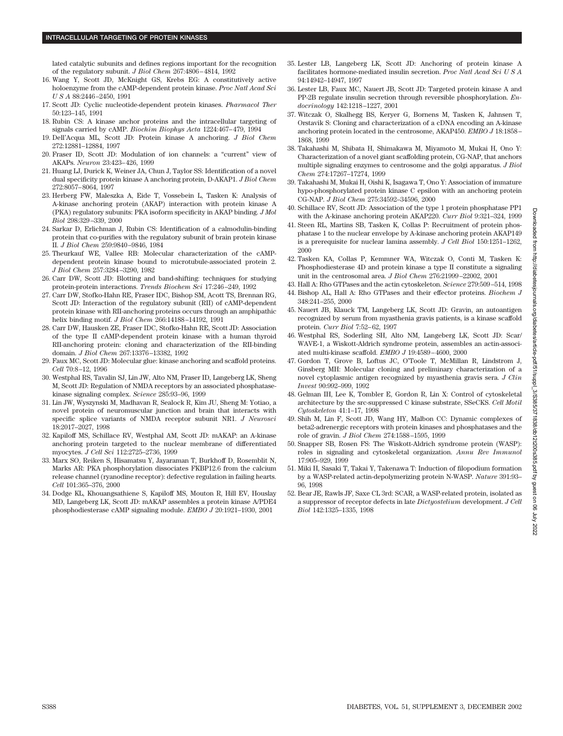lated catalytic subunits and defines regions important for the recognition of the regulatory subunit. *J Biol Chem* 267:4806–4814, 1992

16. Wang Y, Scott JD, McKnight GS, Krebs EG: A constitutively active holoenzyme from the cAMP-dependent protein kinase. *Proc Natl Acad Sci U S A* 88:2446–2450, 1991
17. Scott JD: Cyclic nucleotide-dependent protein kinases. *Pharmacol Ther* 50:123–145, 1991
18. Rubin CS: A kinase anchor proteins and the intracellular targeting of signals carried by cAMP. *Biochim Biophys Acta* 1224:467–479, 1994
19. Dell'Acqua ML, Scott JD: Protein kinase A anchoring. *J Biol Chem* 272:12881–12884, 1997
20. Fraser ID, Scott JD: Modulation of ion channels: a "current" view of AKAPs. *Neuron* 23:423–426, 1999
21. Huang LJ, Durick K, Weiner JA, Chun J, Taylor SS: Identification of a novel dual specificity protein kinase A anchoring protein, D-AKAP1. *J Biol Chem* 272:8057–8064, 1997
23. Herberg FW, Maleszka A, Eide T, Vossebein L, Tasken K: Analysis of A-kinase anchoring protein (AKAP) interaction with protein kinase A (PKA) regulatory subunits: PKA isoform specificity in AKAP binding. *J Mol Biol* 298:329–339, 2000
24. Sarkar D, Erlichman J, Rubin CS: Identification of a calmodulin-binding protein that co-purifies with the regulatory subunit of brain protein kinase II. *J Biol Chem* 259:9840–9846, 1984
25. Theurkauf WE, Vallee RB: Molecular characterization of the cAMP-dependent protein kinase bound to microtubule-associated protein 2. *J Biol Chem* 257:3284–3290, 1982
26. Carr DW, Scott JD: Blotting and band-shifting: techniques for studying protein-protein interactions. *Trends Biochem Sci* 17:246–249, 1992
27. Carr DW, Stofko-Hahn RE, Fraser IDC, Bishop SM, Acott TS, Brennan RG, Scott JD: Interaction of the regulatory subunit (RII) of cAMP-dependent protein kinase with RII-anchoring proteins occurs through an amphipathic helix binding motif. *J Biol Chem* 266:14188–14192, 1991
28. Carr DW, Hausken ZE, Fraser IDC, Stofko-Hahn RE, Scott JD: Association of the type II cAMP-dependent protein kinase with a human thyroid RII-anchoring protein: cloning and characterization of the RII-binding domain. *J Biol Chem* 267:13376–13382, 1992
29. Faux MC, Scott JD: Molecular glue: kinase anchoring and scaffold proteins. *Cell* 70:8–12, 1996
30. Westphal RS, Tavalin SJ, Lin JW, Alto NM, Fraser ID, Langeberg LK, Sheng M, Scott JD: Regulation of NMDA receptors by an associated phosphatase-kinase signaling complex. *Science* 285:93–96, 1999
31. Lin JW, Wyszynski M, Madhavan R, Sealock R, Kim JU, Sheng M: Yotiao, a novel protein of neuromuscular junction and brain that interacts with specific splice variants of NMDA receptor subunit NR1. *J Neurosci* 18:2017–2027, 1998
32. Kapiloff MS, Schillace RV, Westphal AM, Scott JD: mAKAP: an A-kinase anchoring protein targeted to the nuclear membrane of differentiated myocytes. *J Cell Sci* 112:2725–2736, 1999
33. Marx SO, Reiken S, Hisamatsu Y, Jayaraman T, Burkhoff D, Rosemblit N, Marks AR: PKA phosphorylation dissociates FKBP12.6 from the calcium release channel (ryanodine receptor): defective regulation in failing hearts. *Cell* 101:365–376, 2000
34. Dodge KL, Khouangsathiene S, Kapiloff MS, Mouton R, Hill EV, Houslay MD, Langeberg LK, Scott JD: mAKAP assembles a protein kinase A/PDE4 phosphodiesterase cAMP signaling module. *EMBO J* 20:1921–1930, 2001
35. Lester LB, Langeberg LK, Scott JD: Anchoring of protein kinase A facilitates hormone-mediated insulin secretion. *Proc Natl Acad Sci U S A* 94:14942–14947, 1997
36. Lester LB, Faux MC, Nauert JB, Scott JD: Targeted protein kinase A and PP-2B regulate insulin secretion through reversible phosphorylation. *Endocrinology* 142:1218–1227, 2001
37. Witczak O, Skalhegg BS, Keryer G, Bornens M, Tasken K, Jahnsen T, Orstavik S: Cloning and characterization of a cDNA encoding an A-kinase anchoring protein located in the centrosome, AKAP450. *EMBO J* 18:1858–1868, 1999
38. Takahashi M, Shibata H, Shimakawa M, Miyamoto M, Mukai H, Ono Y: Characterization of a novel giant scaffolding protein, CG-NAP, that anchors multiple signaling enzymes to centrosome and the golgi apparatus. *J Biol Chem* 274:17267–17274, 1999
39. Takahashi M, Mukai H, Oishi K, Isagawa T, Ono Y: Association of immature hypo-phosphorylated protein kinase C epsilon with an anchoring protein CG-NAP. *J Biol Chem* 275:34592–34596, 2000
40. Schillace RV, Scott JD: Association of the type 1 protein phosphatase PP1 with the A-kinase anchoring protein AKAP220. *Curr Biol* 9:321–324, 1999
41. Steen RL, Martins SB, Tasken K, Collas P: Recruitment of protein phosphatase 1 to the nuclear envelope by A-kinase anchoring protein AKAP149 is a prerequisite for nuclear lamina assembly. *J Cell Biol* 150:1251–1262, 2000
42. Tasken KA, Collas P, Kemmner WA, Witczak O, Conti M, Tasken K: Phosphodiesterase 4D and protein kinase a type II constitute a signaling unit in the centrosomal area. *J Biol Chem* 276:21999–22002, 2001
43. Hall A: Rho GTPases and the actin cytoskeleton. *Science* 279:509–514, 1998
44. Bishop AL, Hall A: Rho GTPases and their effector proteins. *Biochem J* 348:241–255, 2000
45. Nauert JB, Klauck TM, Langeberg LK, Scott JD: Gravin, an autoantigen recognized by serum from myasthenia gravis patients, is a kinase scaffold protein. *Curr Biol* 7:52–62, 1997
46. Westphal RS, Soderling SH, Alto NM, Langeberg LK, Scott JD: Scar/WAVE-1, a Wiskott-Aldrich syndrome protein, assembles an actin-associated multi-kinase scaffold. *EMBO J* 19:4589–4600, 2000
47. Gordon T, Grove B, Loftus JC, O'Toole T, McMillan R, Lindstrom J, Ginsberg MH: Molecular cloning and preliminary characterization of a novel cytoplasmic antigen recognized by myasthenia gravis sera. *J Clin Invest* 90:992–999, 1992
48. Gelman IH, Lee K, Tombler E, Gordon R, Lin X: Control of cytoskeletal architecture by the src-suppressed C kinase substrate, SSeCKS. *Cell Motil Cytoskeleton* 41:1–17, 1998
49. Shih M, Lin F, Scott JD, Wang HY, Malbon CC: Dynamic complexes of beta2-adrenergic receptors with protein kinases and phosphatases and the role of gravin. *J Biol Chem* 274:1588–1595, 1999
50. Snapper SB, Rosen FS: The Wiskott-Aldrich syndrome protein (WASP): roles in signaling and cytoskeletal organization. *Annu Rev Immunol* 17:905–929, 1999
51. Miki H, Sasaki T, Takai Y, Takenawa T: Induction of filopodium formation by a WASP-related actin-depolymerizing protein N-WASP. *Nature* 391:93–96, 1998
52. Bear JE, Rawls JF, Saxe CL 3rd: SCAR, a WASP-related protein, isolated as a suppressor of receptor defects in late *Dictyostelium* development. *J Cell Biol* 142:1325–1335, 1998